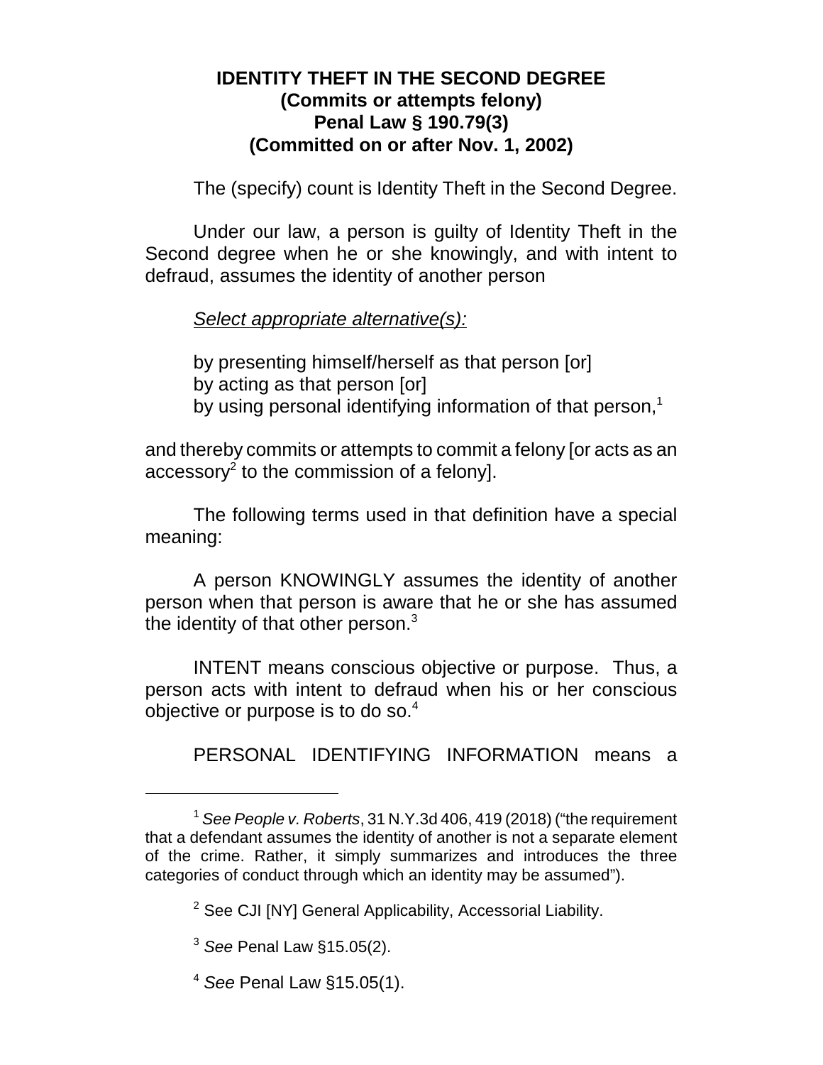# IDENTITY THEFT IN THE SECOND DEGREE
## (Commits or attempts felony)
## Penal Law § 190.79(3)
## (Committed on or after Nov. 1, 2002)

The (specify) count is Identity Theft in the Second Degree.

Under our law, a person is guilty of Identity Theft in the Second degree when he or she knowingly, and with intent to defraud, assumes the identity of another person

*Select appropriate alternative(s):*

by presenting himself/herself as that person [or]
by acting as that person [or]
by using personal identifying information of that person,[1]

and thereby commits or attempts to commit a felony [or acts as an accessory[2] to the commission of a felony].

The following terms used in that definition have a special meaning:

A person KNOWINGLY assumes the identity of another person when that person is aware that he or she has assumed the identity of that other person.[3]

INTENT means conscious objective or purpose. Thus, a person acts with intent to defraud when his or her conscious objective or purpose is to do so.[4]

PERSONAL IDENTIFYING INFORMATION means a

---

[1] *See People v. Roberts*, 31 N.Y.3d 406, 419 (2018) ("the requirement that a defendant assumes the identity of another is not a separate element of the crime. Rather, it simply summarizes and introduces the three categories of conduct through which an identity may be assumed").

[2] See CJI [NY] General Applicability, Accessorial Liability.

[3] *See* Penal Law §15.05(2).

[4] *See* Penal Law §15.05(1).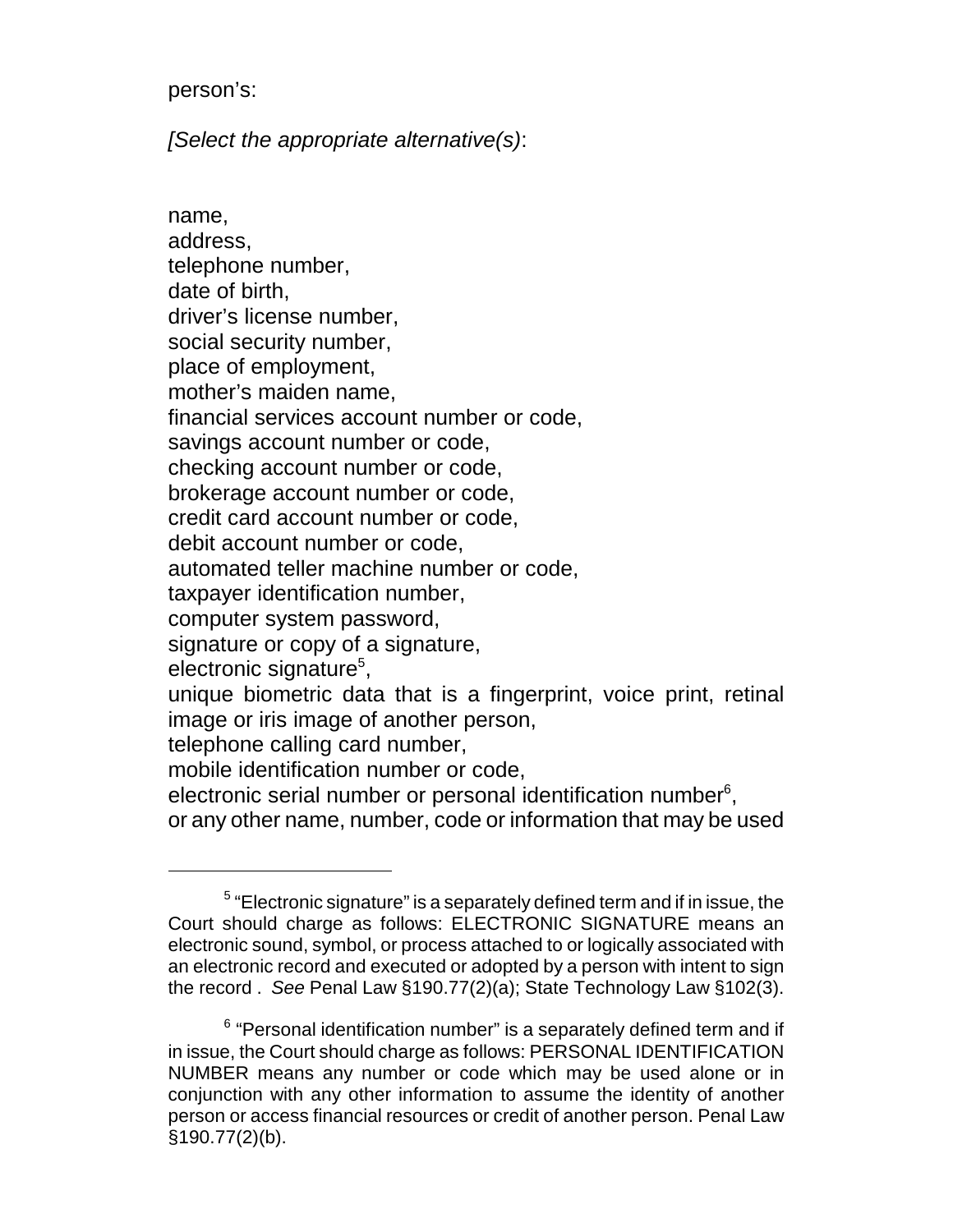person's:

*[Select the appropriate alternative(s)*:

name,
address,
telephone number,
date of birth,
driver's license number,
social security number,
place of employment,
mother's maiden name,
financial services account number or code,
savings account number or code,
checking account number or code,
brokerage account number or code,
credit card account number or code,
debit account number or code,
automated teller machine number or code,
taxpayer identification number,
computer system password,
signature or copy of a signature,
electronic signature[5],
unique biometric data that is a fingerprint, voice print, retinal image or iris image of another person,
telephone calling card number,
mobile identification number or code,
electronic serial number or personal identification number[6],
or any other name, number, code or information that may be used

---

[5] "Electronic signature" is a separately defined term and if in issue, the Court should charge as follows: ELECTRONIC SIGNATURE means an electronic sound, symbol, or process attached to or logically associated with an electronic record and executed or adopted by a person with intent to sign the record . *See* Penal Law §190.77(2)(a); State Technology Law §102(3).

[6] "Personal identification number" is a separately defined term and if in issue, the Court should charge as follows: PERSONAL IDENTIFICATION NUMBER means any number or code which may be used alone or in conjunction with any other information to assume the identity of another person or access financial resources or credit of another person. Penal Law §190.77(2)(b).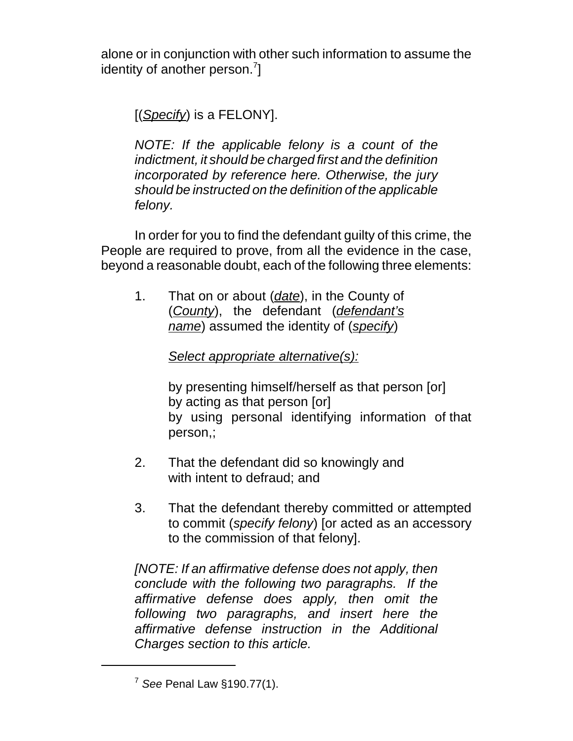alone or in conjunction with other such information to assume the identity of another person.[7]]

[(*Specify*) is a FELONY].

*NOTE: If the applicable felony is a count of the indictment, it should be charged first and the definition incorporated by reference here. Otherwise, the jury should be instructed on the definition of the applicable felony.*

In order for you to find the defendant guilty of this crime, the People are required to prove, from all the evidence in the case, beyond a reasonable doubt, each of the following three elements:

1. That on or about (*date*), in the County of (*County*), the defendant (*defendant's name*) assumed the identity of (*specify*)

   *Select appropriate alternative(s):*

   by presenting himself/herself as that person [or]
   by acting as that person [or]
   by using personal identifying information of that person,;

2. That the defendant did so knowingly and with intent to defraud; and

3. That the defendant thereby committed or attempted to commit (*specify felony*) [or acted as an accessory to the commission of that felony].

*[NOTE: If an affirmative defense does not apply, then conclude with the following two paragraphs. If the affirmative defense does apply, then omit the following two paragraphs, and insert here the affirmative defense instruction in the Additional Charges section to this article.*

---

[7] *See* Penal Law §190.77(1).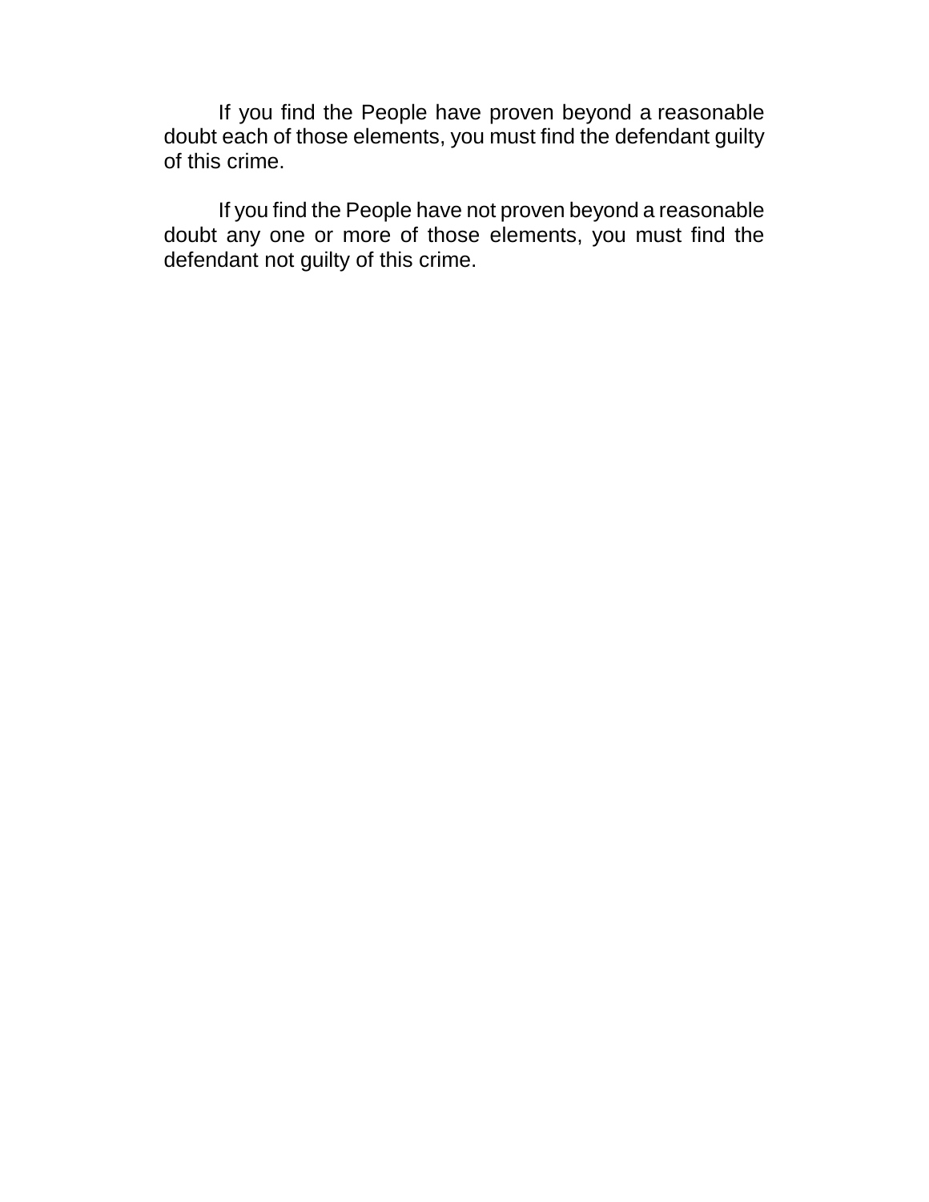If you find the People have proven beyond a reasonable doubt each of those elements, you must find the defendant guilty of this crime.

If you find the People have not proven beyond a reasonable doubt any one or more of those elements, you must find the defendant not guilty of this crime.